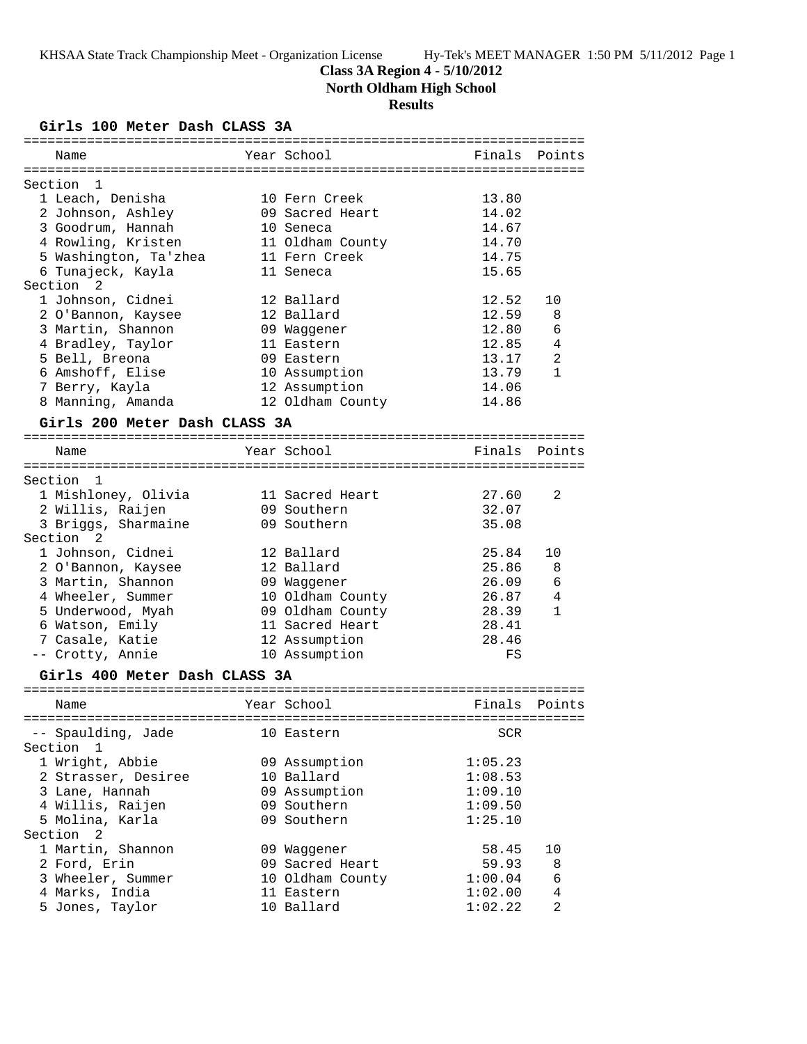KHSAA State Track Championship Meet - Organization License Hy-Tek's MEET MANAGER 1:50 PM 5/11/2012

# Class 3A Region 4 - 5/10/2012

## North Oldham High School

## Results

### Girls 100 Meter Dash CLASS 3A

| Name | Year | School | Finals | Points |
|---|---|---|---|---|
| **Section 1** | | | | |
| 1 Leach, Denisha | 10 | Fern Creek | 13.80 | |
| 2 Johnson, Ashley | 09 | Sacred Heart | 14.02 | |
| 3 Goodrum, Hannah | 10 | Seneca | 14.67 | |
| 4 Rowling, Kristen | 11 | Oldham County | 14.70 | |
| 5 Washington, Ta'zhea | 11 | Fern Creek | 14.75 | |
| 6 Tunajeck, Kayla | 11 | Seneca | 15.65 | |
| **Section 2** | | | | |
| 1 Johnson, Cidnei | 12 | Ballard | 12.52 | 10 |
| 2 O'Bannon, Kaysee | 12 | Ballard | 12.59 | 8 |
| 3 Martin, Shannon | 09 | Waggener | 12.80 | 6 |
| 4 Bradley, Taylor | 11 | Eastern | 12.85 | 4 |
| 5 Bell, Breona | 09 | Eastern | 13.17 | 2 |
| 6 Amshoff, Elise | 10 | Assumption | 13.79 | 1 |
| 7 Berry, Kayla | 12 | Assumption | 14.06 | |
| 8 Manning, Amanda | 12 | Oldham County | 14.86 | |

### Girls 200 Meter Dash CLASS 3A

| Name | Year | School | Finals | Points |
|---|---|---|---|---|
| **Section 1** | | | | |
| 1 Mishloney, Olivia | 11 | Sacred Heart | 27.60 | 2 |
| 2 Willis, Raijen | 09 | Southern | 32.07 | |
| 3 Briggs, Sharmaine | 09 | Southern | 35.08 | |
| **Section 2** | | | | |
| 1 Johnson, Cidnei | 12 | Ballard | 25.84 | 10 |
| 2 O'Bannon, Kaysee | 12 | Ballard | 25.86 | 8 |
| 3 Martin, Shannon | 09 | Waggener | 26.09 | 6 |
| 4 Wheeler, Summer | 10 | Oldham County | 26.87 | 4 |
| 5 Underwood, Myah | 09 | Oldham County | 28.39 | 1 |
| 6 Watson, Emily | 11 | Sacred Heart | 28.41 | |
| 7 Casale, Katie | 12 | Assumption | 28.46 | |
| -- Crotty, Annie | 10 | Assumption | FS | |

### Girls 400 Meter Dash CLASS 3A

| Name | Year | School | Finals | Points |
|---|---|---|---|---|
| -- Spaulding, Jade | 10 | Eastern | SCR | |
| **Section 1** | | | | |
| 1 Wright, Abbie | 09 | Assumption | 1:05.23 | |
| 2 Strasser, Desiree | 10 | Ballard | 1:08.53 | |
| 3 Lane, Hannah | 09 | Assumption | 1:09.10 | |
| 4 Willis, Raijen | 09 | Southern | 1:09.50 | |
| 5 Molina, Karla | 09 | Southern | 1:25.10 | |
| **Section 2** | | | | |
| 1 Martin, Shannon | 09 | Waggener | 58.45 | 10 |
| 2 Ford, Erin | 09 | Sacred Heart | 59.93 | 8 |
| 3 Wheeler, Summer | 10 | Oldham County | 1:00.04 | 6 |
| 4 Marks, India | 11 | Eastern | 1:02.00 | 4 |
| 5 Jones, Taylor | 10 | Ballard | 1:02.22 | 2 |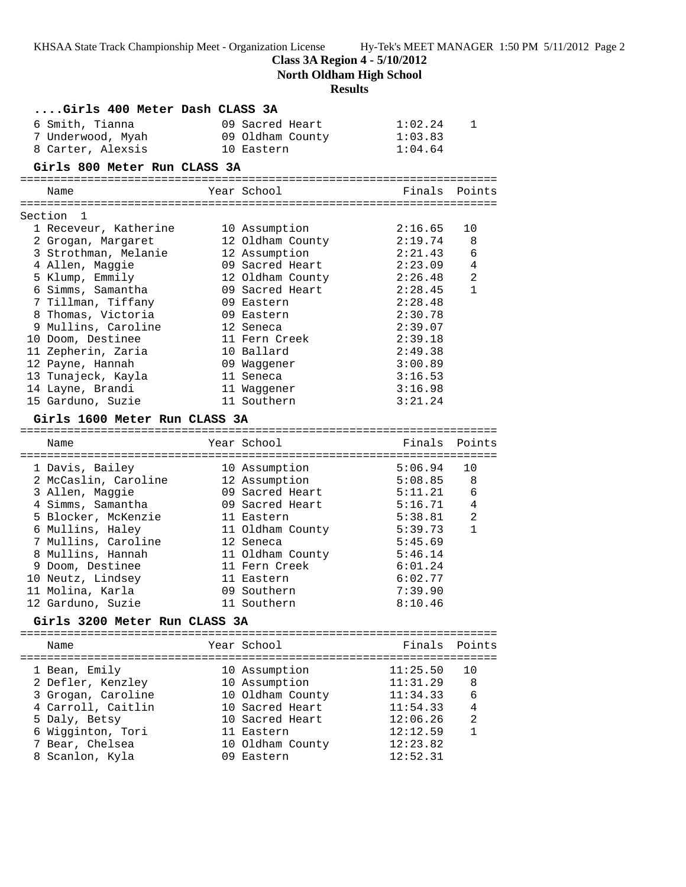**Class 3A Region 4 - 5/10/2012**
**North Oldham High School**
**Results**

### ....Girls 400 Meter Dash CLASS 3A

| Place | Name | Year | School | Finals | Points |
|---|---|---|---|---|---|
| 6 | Smith, Tianna | 09 | Sacred Heart | 1:02.24 | 1 |
| 7 | Underwood, Myah | 09 | Oldham County | 1:03.83 | |
| 8 | Carter, Alexsis | 10 | Eastern | 1:04.64 | |

### Girls 800 Meter Run CLASS 3A

Section 1

| Place | Name | Year | School | Finals | Points |
|---|---|---|---|---|---|
| 1 | Receveur, Katherine | 10 | Assumption | 2:16.65 | 10 |
| 2 | Grogan, Margaret | 12 | Oldham County | 2:19.74 | 8 |
| 3 | Strothman, Melanie | 12 | Assumption | 2:21.43 | 6 |
| 4 | Allen, Maggie | 09 | Sacred Heart | 2:23.09 | 4 |
| 5 | Klump, Emmily | 12 | Oldham County | 2:26.48 | 2 |
| 6 | Simms, Samantha | 09 | Sacred Heart | 2:28.45 | 1 |
| 7 | Tillman, Tiffany | 09 | Eastern | 2:28.48 | |
| 8 | Thomas, Victoria | 09 | Eastern | 2:30.78 | |
| 9 | Mullins, Caroline | 12 | Seneca | 2:39.07 | |
| 10 | Doom, Destinee | 11 | Fern Creek | 2:39.18 | |
| 11 | Zepherin, Zaria | 10 | Ballard | 2:49.38 | |
| 12 | Payne, Hannah | 09 | Waggener | 3:00.89 | |
| 13 | Tunajeck, Kayla | 11 | Seneca | 3:16.53 | |
| 14 | Layne, Brandi | 11 | Waggener | 3:16.98 | |
| 15 | Garduno, Suzie | 11 | Southern | 3:21.24 | |

### Girls 1600 Meter Run CLASS 3A

| Place | Name | Year | School | Finals | Points |
|---|---|---|---|---|---|
| 1 | Davis, Bailey | 10 | Assumption | 5:06.94 | 10 |
| 2 | McCaslin, Caroline | 12 | Assumption | 5:08.85 | 8 |
| 3 | Allen, Maggie | 09 | Sacred Heart | 5:11.21 | 6 |
| 4 | Simms, Samantha | 09 | Sacred Heart | 5:16.71 | 4 |
| 5 | Blocker, McKenzie | 11 | Eastern | 5:38.81 | 2 |
| 6 | Mullins, Haley | 11 | Oldham County | 5:39.73 | 1 |
| 7 | Mullins, Caroline | 12 | Seneca | 5:45.69 | |
| 8 | Mullins, Hannah | 11 | Oldham County | 5:46.14 | |
| 9 | Doom, Destinee | 11 | Fern Creek | 6:01.24 | |
| 10 | Neutz, Lindsey | 11 | Eastern | 6:02.77 | |
| 11 | Molina, Karla | 09 | Southern | 7:39.90 | |
| 12 | Garduno, Suzie | 11 | Southern | 8:10.46 | |

### Girls 3200 Meter Run CLASS 3A

| Place | Name | Year | School | Finals | Points |
|---|---|---|---|---|---|
| 1 | Bean, Emily | 10 | Assumption | 11:25.50 | 10 |
| 2 | Defler, Kenzley | 10 | Assumption | 11:31.29 | 8 |
| 3 | Grogan, Caroline | 10 | Oldham County | 11:34.33 | 6 |
| 4 | Carroll, Caitlin | 10 | Sacred Heart | 11:54.33 | 4 |
| 5 | Daly, Betsy | 10 | Sacred Heart | 12:06.26 | 2 |
| 6 | Wigginton, Tori | 11 | Eastern | 12:12.59 | 1 |
| 7 | Bear, Chelsea | 10 | Oldham County | 12:23.82 | |
| 8 | Scanlon, Kyla | 09 | Eastern | 12:52.31 | |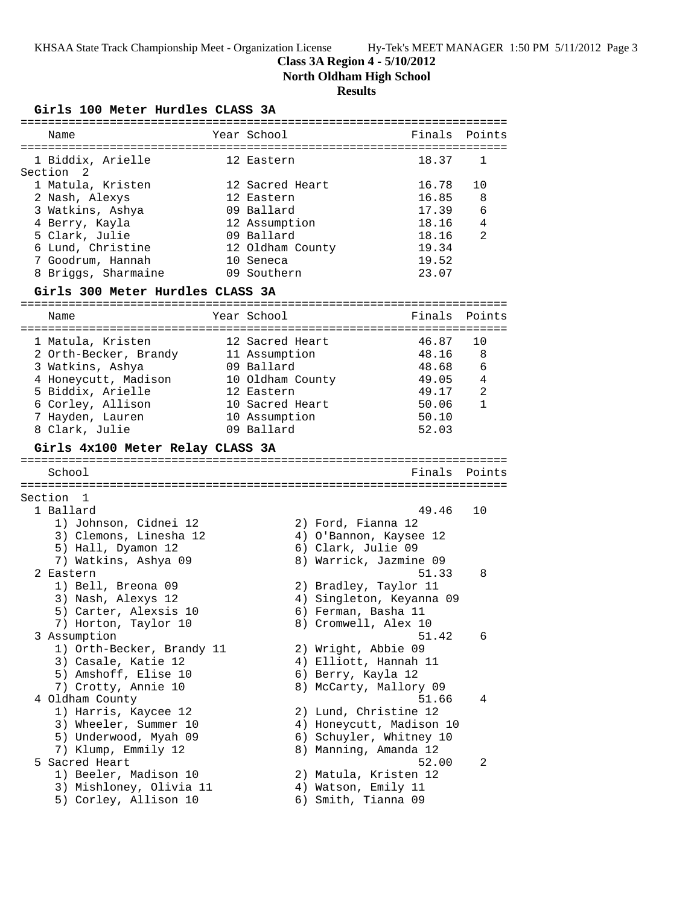**Class 3A Region 4 - 5/10/2012**

**North Oldham High School**

**Results**

### Girls 100 Meter Hurdles CLASS 3A

| Name | Year | School | Finals | Points |
|---|---|---|---|---|
| 1 Biddix, Arielle | 12 | Eastern | 18.37 | 1 |
| **Section 2** | | | | |
| 1 Matula, Kristen | 12 | Sacred Heart | 16.78 | 10 |
| 2 Nash, Alexys | 12 | Eastern | 16.85 | 8 |
| 3 Watkins, Ashya | 09 | Ballard | 17.39 | 6 |
| 4 Berry, Kayla | 12 | Assumption | 18.16 | 4 |
| 5 Clark, Julie | 09 | Ballard | 18.16 | 2 |
| 6 Lund, Christine | 12 | Oldham County | 19.34 | |
| 7 Goodrum, Hannah | 10 | Seneca | 19.52 | |
| 8 Briggs, Sharmaine | 09 | Southern | 23.07 | |

### Girls 300 Meter Hurdles CLASS 3A

| Name | Year | School | Finals | Points |
|---|---|---|---|---|
| 1 Matula, Kristen | 12 | Sacred Heart | 46.87 | 10 |
| 2 Orth-Becker, Brandy | 11 | Assumption | 48.16 | 8 |
| 3 Watkins, Ashya | 09 | Ballard | 48.68 | 6 |
| 4 Honeycutt, Madison | 10 | Oldham County | 49.05 | 4 |
| 5 Biddix, Arielle | 12 | Eastern | 49.17 | 2 |
| 6 Corley, Allison | 10 | Sacred Heart | 50.06 | 1 |
| 7 Hayden, Lauren | 10 | Assumption | 50.10 | |
| 8 Clark, Julie | 09 | Ballard | 52.03 | |

### Girls 4x100 Meter Relay CLASS 3A

| School | Finals | Points |
|---|---|---|
| **Section 1** | | |
| 1 Ballard | 49.46 | 10 |
| 1) Johnson, Cidnei 12; 2) Ford, Fianna 12; 3) Clemons, Linesha 12; 4) O'Bannon, Kaysee 12; 5) Hall, Dyamon 12; 6) Clark, Julie 09; 7) Watkins, Ashya 09; 8) Warrick, Jazmine 09 | | |
| 2 Eastern | 51.33 | 8 |
| 1) Bell, Breona 09; 2) Bradley, Taylor 11; 3) Nash, Alexys 12; 4) Singleton, Keyanna 09; 5) Carter, Alexsis 10; 6) Ferman, Basha 11; 7) Horton, Taylor 10; 8) Cromwell, Alex 10 | | |
| 3 Assumption | 51.42 | 6 |
| 1) Orth-Becker, Brandy 11; 2) Wright, Abbie 09; 3) Casale, Katie 12; 4) Elliott, Hannah 11; 5) Amshoff, Elise 10; 6) Berry, Kayla 12; 7) Crotty, Annie 10; 8) McCarty, Mallory 09 | | |
| 4 Oldham County | 51.66 | 4 |
| 1) Harris, Kaycee 12; 2) Lund, Christine 12; 3) Wheeler, Summer 10; 4) Honeycutt, Madison 10; 5) Underwood, Myah 09; 6) Schuyler, Whitney 10; 7) Klump, Emmily 12; 8) Manning, Amanda 12 | | |
| 5 Sacred Heart | 52.00 | 2 |
| 1) Beeler, Madison 10; 2) Matula, Kristen 12; 3) Mishloney, Olivia 11; 4) Watson, Emily 11; 5) Corley, Allison 10; 6) Smith, Tianna 09 | | |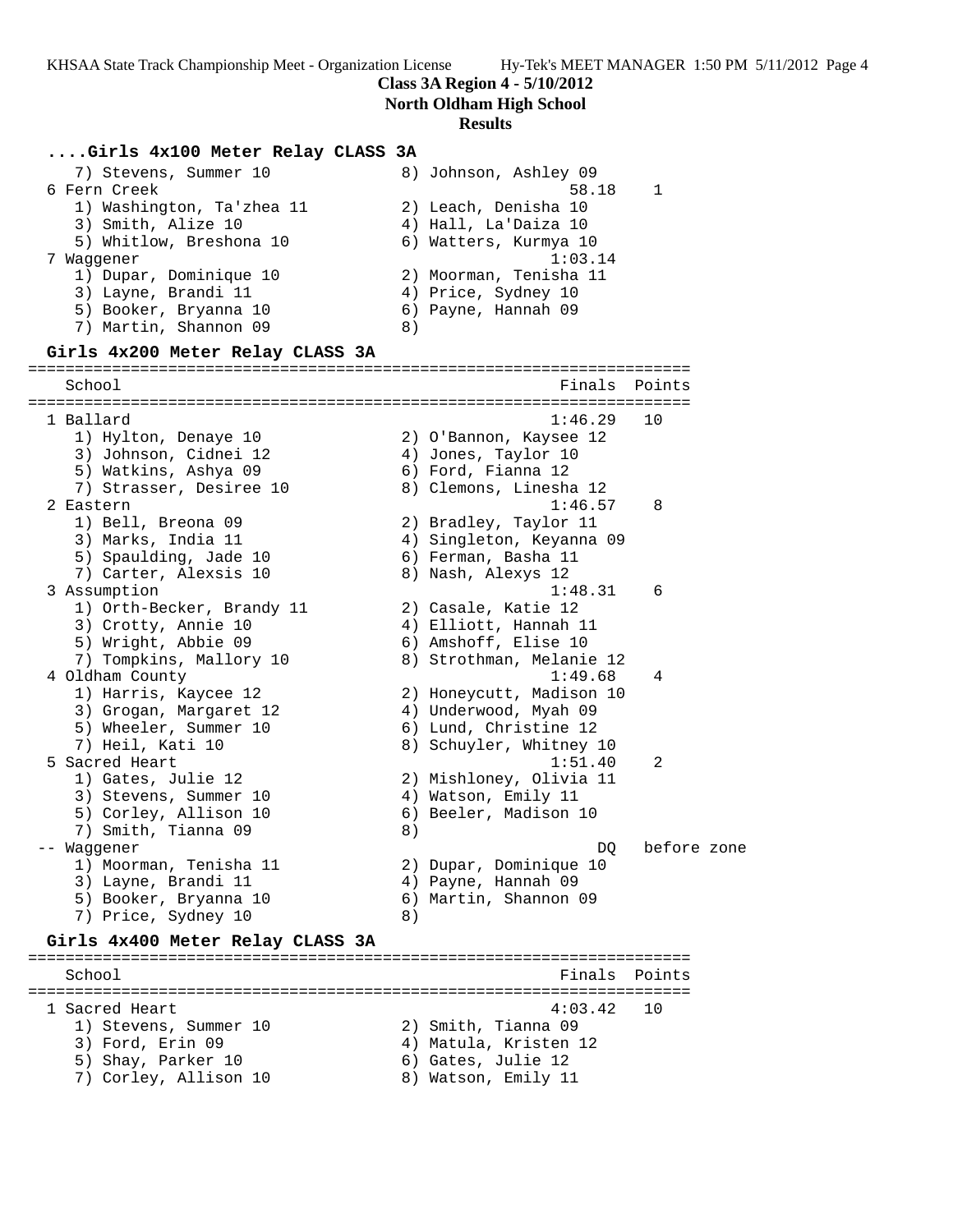**Class 3A Region 4 - 5/10/2012**
**North Oldham High School**
**Results**

### ....Girls 4x100 Meter Relay CLASS 3A

```
    7) Stevens, Summer 10            8) Johnson, Ashley 09
  6 Fern Creek                                    58.18    1
    1) Washington, Ta'zhea 11        2) Leach, Denisha 10
    3) Smith, Alize 10               4) Hall, La'Daiza 10
    5) Whitlow, Breshona 10          6) Watters, Kurmya 10
  7 Waggener                                    1:03.14
    1) Dupar, Dominique 10           2) Moorman, Tenisha 11
    3) Layne, Brandi 11              4) Price, Sydney 10
    5) Booker, Bryanna 10            6) Payne, Hannah 09
    7) Martin, Shannon 09            8)
```

### Girls 4x200 Meter Relay CLASS 3A

```
=======================================================================
    School                                            Finals  Points
=======================================================================
  1 Ballard                                         1:46.29   10
    1) Hylton, Denaye 10             2) O'Bannon, Kaysee 12
    3) Johnson, Cidnei 12            4) Jones, Taylor 10
    5) Watkins, Ashya 09             6) Ford, Fianna 12
    7) Strasser, Desiree 10          8) Clemons, Linesha 12
  2 Eastern                                         1:46.57    8
    1) Bell, Breona 09               2) Bradley, Taylor 11
    3) Marks, India 11               4) Singleton, Keyanna 09
    5) Spaulding, Jade 10            6) Ferman, Basha 11
    7) Carter, Alexsis 10            8) Nash, Alexys 12
  3 Assumption                                      1:48.31    6
    1) Orth-Becker, Brandy 11        2) Casale, Katie 12
    3) Crotty, Annie 10              4) Elliott, Hannah 11
    5) Wright, Abbie 09              6) Amshoff, Elise 10
    7) Tompkins, Mallory 10          8) Strothman, Melanie 12
  4 Oldham County                                   1:49.68    4
    1) Harris, Kaycee 12             2) Honeycutt, Madison 10
    3) Grogan, Margaret 12           4) Underwood, Myah 09
    5) Wheeler, Summer 10            6) Lund, Christine 12
    7) Heil, Kati 10                 8) Schuyler, Whitney 10
  5 Sacred Heart                                    1:51.40    2
    1) Gates, Julie 12               2) Mishloney, Olivia 11
    3) Stevens, Summer 10            4) Watson, Emily 11
    5) Corley, Allison 10            6) Beeler, Madison 10
    7) Smith, Tianna 09              8)
 -- Waggener                                             DQ   before zone
    1) Moorman, Tenisha 11           2) Dupar, Dominique 10
    3) Layne, Brandi 11              4) Payne, Hannah 09
    5) Booker, Bryanna 10            6) Martin, Shannon 09
    7) Price, Sydney 10              8)
```

### Girls 4x400 Meter Relay CLASS 3A

```
=======================================================================
    School                                            Finals  Points
=======================================================================
  1 Sacred Heart                                    4:03.42   10
    1) Stevens, Summer 10            2) Smith, Tianna 09
    3) Ford, Erin 09                 4) Matula, Kristen 12
    5) Shay, Parker 10               6) Gates, Julie 12
    7) Corley, Allison 10            8) Watson, Emily 11
```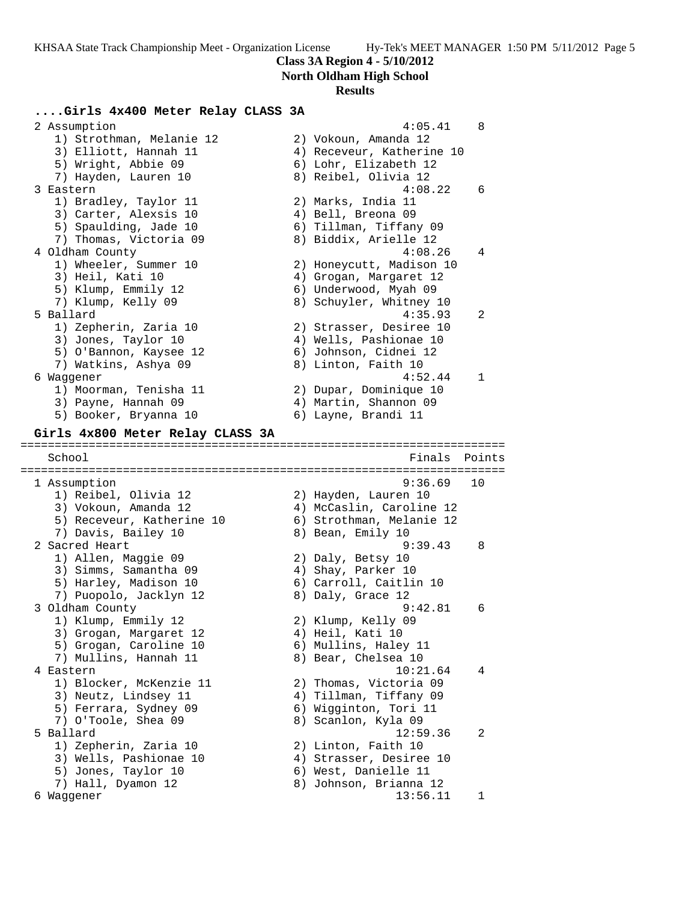**Class 3A Region 4 - 5/10/2012**
**North Oldham High School**
**Results**

### ....Girls 4x400 Meter Relay CLASS 3A

```
  2 Assumption                                         4:05.41    8
     1) Strothman, Melanie 12           2) Vokoun, Amanda 12
     3) Elliott, Hannah 11              4) Receveur, Katherine 10
     5) Wright, Abbie 09                6) Lohr, Elizabeth 12
     7) Hayden, Lauren 10               8) Reibel, Olivia 12
  3 Eastern                                            4:08.22    6
     1) Bradley, Taylor 11              2) Marks, India 11
     3) Carter, Alexsis 10              4) Bell, Breona 09
     5) Spaulding, Jade 10              6) Tillman, Tiffany 09
     7) Thomas, Victoria 09             8) Biddix, Arielle 12
  4 Oldham County                                      4:08.26    4
     1) Wheeler, Summer 10              2) Honeycutt, Madison 10
     3) Heil, Kati 10                   4) Grogan, Margaret 12
     5) Klump, Emmily 12                6) Underwood, Myah 09
     7) Klump, Kelly 09                 8) Schuyler, Whitney 10
  5 Ballard                                            4:35.93    2
     1) Zepherin, Zaria 10              2) Strasser, Desiree 10
     3) Jones, Taylor 10                4) Wells, Pashionae 10
     5) O'Bannon, Kaysee 12             6) Johnson, Cidnei 12
     7) Watkins, Ashya 09               8) Linton, Faith 10
  6 Waggener                                           4:52.44    1
     1) Moorman, Tenisha 11             2) Dupar, Dominique 10
     3) Payne, Hannah 09                4) Martin, Shannon 09
     5) Booker, Bryanna 10              6) Layne, Brandi 11
```

### Girls 4x800 Meter Relay CLASS 3A

```
=====================================================================
    School                                               Finals  Points
=====================================================================
  1 Assumption                                         9:36.69   10
     1) Reibel, Olivia 12               2) Hayden, Lauren 10
     3) Vokoun, Amanda 12               4) McCaslin, Caroline 12
     5) Receveur, Katherine 10          6) Strothman, Melanie 12
     7) Davis, Bailey 10                8) Bean, Emily 10
  2 Sacred Heart                                       9:39.43    8
     1) Allen, Maggie 09                2) Daly, Betsy 10
     3) Simms, Samantha 09              4) Shay, Parker 10
     5) Harley, Madison 10              6) Carroll, Caitlin 10
     7) Puopolo, Jacklyn 12             8) Daly, Grace 12
  3 Oldham County                                      9:42.81    6
     1) Klump, Emmily 12                2) Klump, Kelly 09
     3) Grogan, Margaret 12             4) Heil, Kati 10
     5) Grogan, Caroline 10             6) Mullins, Haley 11
     7) Mullins, Hannah 11              8) Bear, Chelsea 10
  4 Eastern                                           10:21.64    4
     1) Blocker, McKenzie 11            2) Thomas, Victoria 09
     3) Neutz, Lindsey 11               4) Tillman, Tiffany 09
     5) Ferrara, Sydney 09              6) Wigginton, Tori 11
     7) O'Toole, Shea 09                8) Scanlon, Kyla 09
  5 Ballard                                           12:59.36    2
     1) Zepherin, Zaria 10              2) Linton, Faith 10
     3) Wells, Pashionae 10             4) Strasser, Desiree 10
     5) Jones, Taylor 10                6) West, Danielle 11
     7) Hall, Dyamon 12                 8) Johnson, Brianna 12
  6 Waggener                                          13:56.11    1
```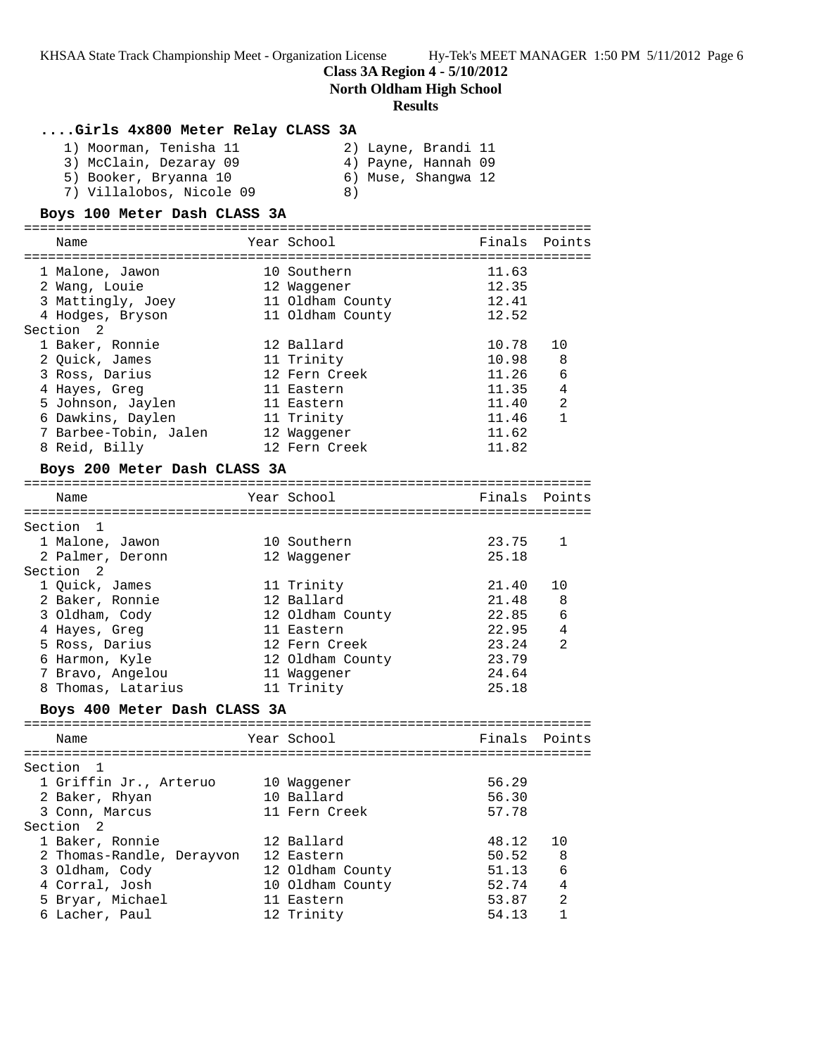**Class 3A Region 4 - 5/10/2012**
**North Oldham High School**
**Results**

### ....Girls 4x800 Meter Relay CLASS 3A

1) Moorman, Tenisha 11
2) Layne, Brandi 11
3) McClain, Dezaray 09
4) Payne, Hannah 09
5) Booker, Bryanna 10
6) Muse, Shangwa 12
7) Villalobos, Nicole 09
8)

### Boys 100 Meter Dash CLASS 3A

| Name | Year | School | Finals | Points |
|---|---|---|---|---|
| 1 Malone, Jawon | 10 | Southern | 11.63 | |
| 2 Wang, Louie | 12 | Waggener | 12.35 | |
| 3 Mattingly, Joey | 11 | Oldham County | 12.41 | |
| 4 Hodges, Bryson | 11 | Oldham County | 12.52 | |
| **Section 2** | | | | |
| 1 Baker, Ronnie | 12 | Ballard | 10.78 | 10 |
| 2 Quick, James | 11 | Trinity | 10.98 | 8 |
| 3 Ross, Darius | 12 | Fern Creek | 11.26 | 6 |
| 4 Hayes, Greg | 11 | Eastern | 11.35 | 4 |
| 5 Johnson, Jaylen | 11 | Eastern | 11.40 | 2 |
| 6 Dawkins, Daylen | 11 | Trinity | 11.46 | 1 |
| 7 Barbee-Tobin, Jalen | 12 | Waggener | 11.62 | |
| 8 Reid, Billy | 12 | Fern Creek | 11.82 | |

### Boys 200 Meter Dash CLASS 3A

| Name | Year | School | Finals | Points |
|---|---|---|---|---|
| **Section 1** | | | | |
| 1 Malone, Jawon | 10 | Southern | 23.75 | 1 |
| 2 Palmer, Deronn | 12 | Waggener | 25.18 | |
| **Section 2** | | | | |
| 1 Quick, James | 11 | Trinity | 21.40 | 10 |
| 2 Baker, Ronnie | 12 | Ballard | 21.48 | 8 |
| 3 Oldham, Cody | 12 | Oldham County | 22.85 | 6 |
| 4 Hayes, Greg | 11 | Eastern | 22.95 | 4 |
| 5 Ross, Darius | 12 | Fern Creek | 23.24 | 2 |
| 6 Harmon, Kyle | 12 | Oldham County | 23.79 | |
| 7 Bravo, Angelou | 11 | Waggener | 24.64 | |
| 8 Thomas, Latarius | 11 | Trinity | 25.18 | |

### Boys 400 Meter Dash CLASS 3A

| Name | Year | School | Finals | Points |
|---|---|---|---|---|
| **Section 1** | | | | |
| 1 Griffin Jr., Arteruo | 10 | Waggener | 56.29 | |
| 2 Baker, Rhyan | 10 | Ballard | 56.30 | |
| 3 Conn, Marcus | 11 | Fern Creek | 57.78 | |
| **Section 2** | | | | |
| 1 Baker, Ronnie | 12 | Ballard | 48.12 | 10 |
| 2 Thomas-Randle, Derayvon | 12 | Eastern | 50.52 | 8 |
| 3 Oldham, Cody | 12 | Oldham County | 51.13 | 6 |
| 4 Corral, Josh | 10 | Oldham County | 52.74 | 4 |
| 5 Bryar, Michael | 11 | Eastern | 53.87 | 2 |
| 6 Lacher, Paul | 12 | Trinity | 54.13 | 1 |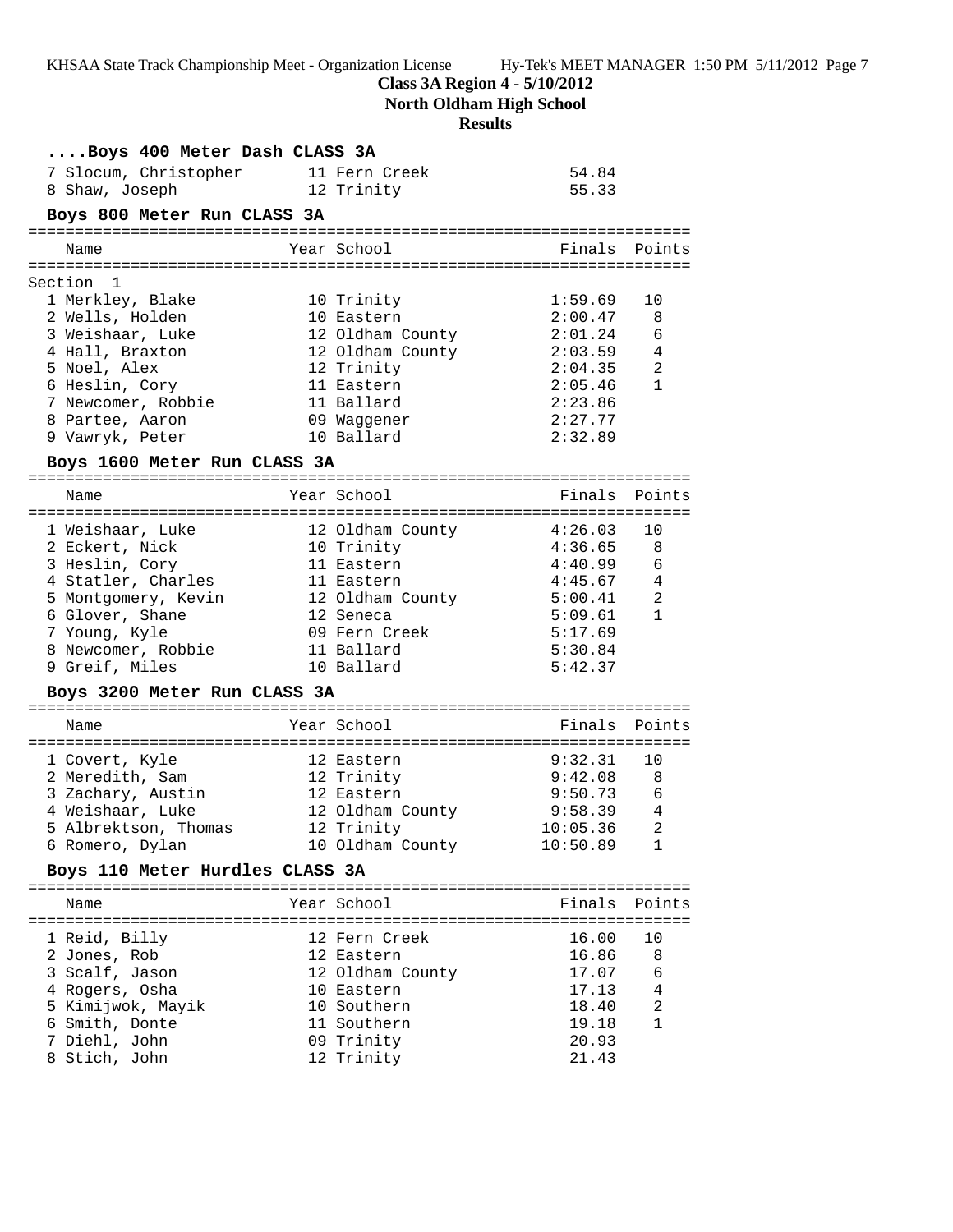**Class 3A Region 4 - 5/10/2012**

**North Oldham High School**

**Results**

### ....Boys 400 Meter Dash CLASS 3A

| | Name | Year | School | Finals | Points |
|---|---|---|---|---|---|
| 7 | Slocum, Christopher | 11 | Fern Creek | 54.84 | |
| 8 | Shaw, Joseph | 12 | Trinity | 55.33 | |

### Boys 800 Meter Run CLASS 3A

Section 1

| | Name | Year | School | Finals | Points |
|---|---|---|---|---|---|
| 1 | Merkley, Blake | 10 | Trinity | 1:59.69 | 10 |
| 2 | Wells, Holden | 10 | Eastern | 2:00.47 | 8 |
| 3 | Weishaar, Luke | 12 | Oldham County | 2:01.24 | 6 |
| 4 | Hall, Braxton | 12 | Oldham County | 2:03.59 | 4 |
| 5 | Noel, Alex | 12 | Trinity | 2:04.35 | 2 |
| 6 | Heslin, Cory | 11 | Eastern | 2:05.46 | 1 |
| 7 | Newcomer, Robbie | 11 | Ballard | 2:23.86 | |
| 8 | Partee, Aaron | 09 | Waggener | 2:27.77 | |
| 9 | Vawryk, Peter | 10 | Ballard | 2:32.89 | |

### Boys 1600 Meter Run CLASS 3A

| | Name | Year | School | Finals | Points |
|---|---|---|---|---|---|
| 1 | Weishaar, Luke | 12 | Oldham County | 4:26.03 | 10 |
| 2 | Eckert, Nick | 10 | Trinity | 4:36.65 | 8 |
| 3 | Heslin, Cory | 11 | Eastern | 4:40.99 | 6 |
| 4 | Statler, Charles | 11 | Eastern | 4:45.67 | 4 |
| 5 | Montgomery, Kevin | 12 | Oldham County | 5:00.41 | 2 |
| 6 | Glover, Shane | 12 | Seneca | 5:09.61 | 1 |
| 7 | Young, Kyle | 09 | Fern Creek | 5:17.69 | |
| 8 | Newcomer, Robbie | 11 | Ballard | 5:30.84 | |
| 9 | Greif, Miles | 10 | Ballard | 5:42.37 | |

### Boys 3200 Meter Run CLASS 3A

| | Name | Year | School | Finals | Points |
|---|---|---|---|---|---|
| 1 | Covert, Kyle | 12 | Eastern | 9:32.31 | 10 |
| 2 | Meredith, Sam | 12 | Trinity | 9:42.08 | 8 |
| 3 | Zachary, Austin | 12 | Eastern | 9:50.73 | 6 |
| 4 | Weishaar, Luke | 12 | Oldham County | 9:58.39 | 4 |
| 5 | Albrektson, Thomas | 12 | Trinity | 10:05.36 | 2 |
| 6 | Romero, Dylan | 10 | Oldham County | 10:50.89 | 1 |

### Boys 110 Meter Hurdles CLASS 3A

| | Name | Year | School | Finals | Points |
|---|---|---|---|---|---|
| 1 | Reid, Billy | 12 | Fern Creek | 16.00 | 10 |
| 2 | Jones, Rob | 12 | Eastern | 16.86 | 8 |
| 3 | Scalf, Jason | 12 | Oldham County | 17.07 | 6 |
| 4 | Rogers, Osha | 10 | Eastern | 17.13 | 4 |
| 5 | Kimijwok, Mayik | 10 | Southern | 18.40 | 2 |
| 6 | Smith, Donte | 11 | Southern | 19.18 | 1 |
| 7 | Diehl, John | 09 | Trinity | 20.93 | |
| 8 | Stich, John | 12 | Trinity | 21.43 | |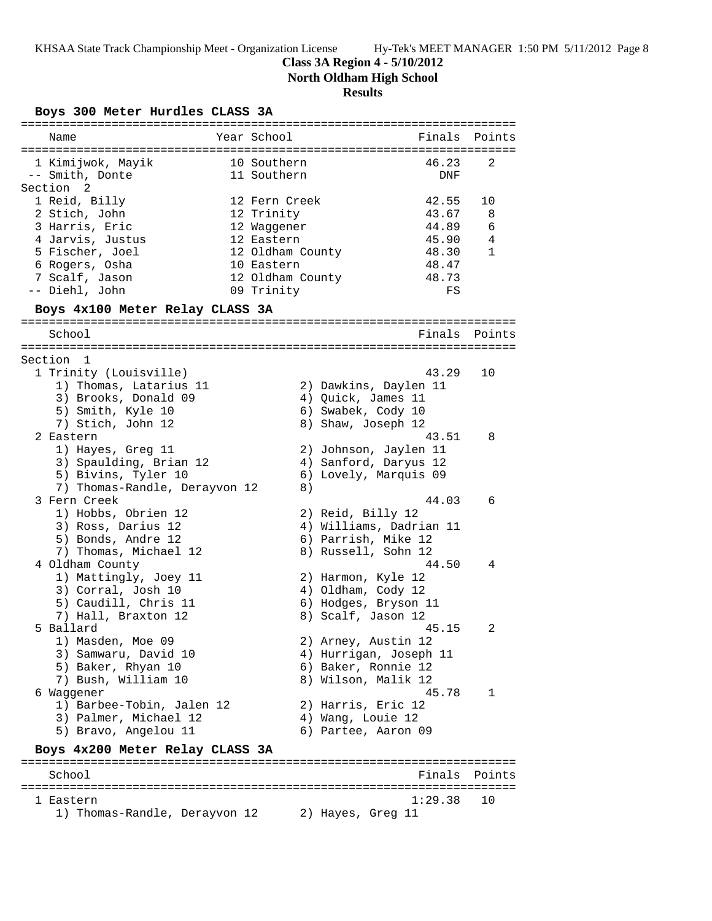**Class 3A Region 4 - 5/10/2012**

**North Oldham High School**

**Results**

### Boys 300 Meter Hurdles CLASS 3A

| Name | Year | School | Finals | Points |
|---|---|---|---|---|
| 1 Kimijwok, Mayik | 10 | Southern | 46.23 | 2 |
| -- Smith, Donte | 11 | Southern | DNF | |
| **Section 2** | | | | |
| 1 Reid, Billy | 12 | Fern Creek | 42.55 | 10 |
| 2 Stich, John | 12 | Trinity | 43.67 | 8 |
| 3 Harris, Eric | 12 | Waggener | 44.89 | 6 |
| 4 Jarvis, Justus | 12 | Eastern | 45.90 | 4 |
| 5 Fischer, Joel | 12 | Oldham County | 48.30 | 1 |
| 6 Rogers, Osha | 10 | Eastern | 48.47 | |
| 7 Scalf, Jason | 12 | Oldham County | 48.73 | |
| -- Diehl, John | 09 | Trinity | FS | |

### Boys 4x100 Meter Relay CLASS 3A

| School | Finals | Points |
|---|---|---|
| **Section 1** | | |
| 1 Trinity (Louisville) | 43.29 | 10 |
| 2 Eastern | 43.51 | 8 |
| 3 Fern Creek | 44.03 | 6 |
| 4 Oldham County | 44.50 | 4 |
| 5 Ballard | 45.15 | 2 |
| 6 Waggener | 45.78 | 1 |

1 Trinity (Louisville) — 43.29 — 10
1) Thomas, Latarius 11; 2) Dawkins, Daylen 11; 3) Brooks, Donald 09; 4) Quick, James 11; 5) Smith, Kyle 10; 6) Swabek, Cody 10; 7) Stich, John 12; 8) Shaw, Joseph 12

2 Eastern — 43.51 — 8
1) Hayes, Greg 11; 2) Johnson, Jaylen 11; 3) Spaulding, Brian 12; 4) Sanford, Daryus 12; 5) Bivins, Tyler 10; 6) Lovely, Marquis 09; 7) Thomas-Randle, Derayvon 12; 8)

3 Fern Creek — 44.03 — 6
1) Hobbs, Obrien 12; 2) Reid, Billy 12; 3) Ross, Darius 12; 4) Williams, Dadrian 11; 5) Bonds, Andre 12; 6) Parrish, Mike 12; 7) Thomas, Michael 12; 8) Russell, Sohn 12

4 Oldham County — 44.50 — 4
1) Mattingly, Joey 11; 2) Harmon, Kyle 12; 3) Corral, Josh 10; 4) Oldham, Cody 12; 5) Caudill, Chris 11; 6) Hodges, Bryson 11; 7) Hall, Braxton 12; 8) Scalf, Jason 12

5 Ballard — 45.15 — 2
1) Masden, Moe 09; 2) Arney, Austin 12; 3) Samwaru, David 10; 4) Hurrigan, Joseph 11; 5) Baker, Rhyan 10; 6) Baker, Ronnie 12; 7) Bush, William 10; 8) Wilson, Malik 12

6 Waggener — 45.78 — 1
1) Barbee-Tobin, Jalen 12; 2) Harris, Eric 12; 3) Palmer, Michael 12; 4) Wang, Louie 12; 5) Bravo, Angelou 11; 6) Partee, Aaron 09

### Boys 4x200 Meter Relay CLASS 3A

| School | Finals | Points |
|---|---|---|
| 1 Eastern | 1:29.38 | 10 |

1) Thomas-Randle, Derayvon 12; 2) Hayes, Greg 11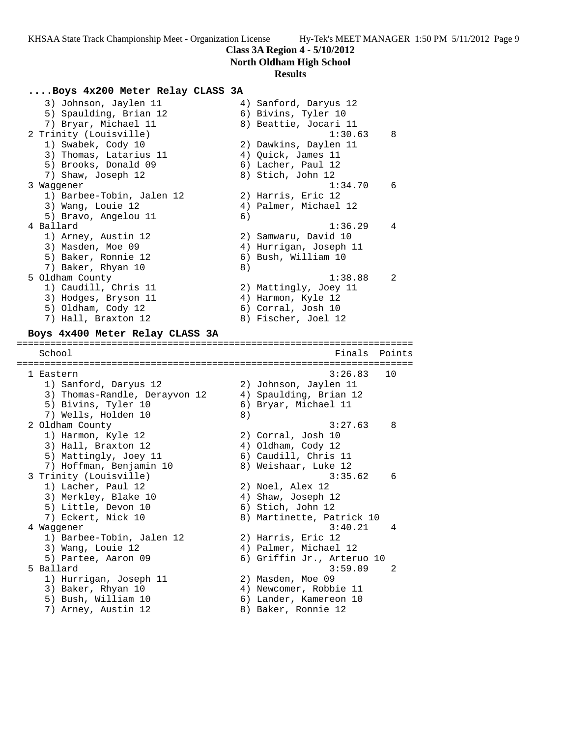## ....Boys 4x200 Meter Relay CLASS 3A

```
    3) Johnson, Jaylen 11             4) Sanford, Daryus 12
    5) Spaulding, Brian 12            6) Bivins, Tyler 10
    7) Bryar, Michael 11              8) Beattie, Jocari 11
  2 Trinity (Louisville)                          1:30.63    8
    1) Swabek, Cody 10                2) Dawkins, Daylen 11
    3) Thomas, Latarius 11            4) Quick, James 11
    5) Brooks, Donald 09              6) Lacher, Paul 12
    7) Shaw, Joseph 12                8) Stich, John 12
  3 Waggener                                      1:34.70    6
    1) Barbee-Tobin, Jalen 12         2) Harris, Eric 12
    3) Wang, Louie 12                 4) Palmer, Michael 12
    5) Bravo, Angelou 11              6)
  4 Ballard                                       1:36.29    4
    1) Arney, Austin 12               2) Samwaru, David 10
    3) Masden, Moe 09                 4) Hurrigan, Joseph 11
    5) Baker, Ronnie 12               6) Bush, William 10
    7) Baker, Rhyan 10                8)
  5 Oldham County                                 1:38.88    2
    1) Caudill, Chris 11              2) Mattingly, Joey 11
    3) Hodges, Bryson 11              4) Harmon, Kyle 12
    5) Oldham, Cody 12                6) Corral, Josh 10
    7) Hall, Braxton 12               8) Fischer, Joel 12
```

## Boys 4x400 Meter Relay CLASS 3A

```
=======================================================================
   School                                            Finals  Points
=======================================================================
  1 Eastern                                       3:26.83   10
    1) Sanford, Daryus 12             2) Johnson, Jaylen 11
    3) Thomas-Randle, Derayvon 12     4) Spaulding, Brian 12
    5) Bivins, Tyler 10               6) Bryar, Michael 11
    7) Wells, Holden 10               8)
  2 Oldham County                                 3:27.63    8
    1) Harmon, Kyle 12                2) Corral, Josh 10
    3) Hall, Braxton 12               4) Oldham, Cody 12
    5) Mattingly, Joey 11             6) Caudill, Chris 11
    7) Hoffman, Benjamin 10           8) Weishaar, Luke 12
  3 Trinity (Louisville)                          3:35.62    6
    1) Lacher, Paul 12                2) Noel, Alex 12
    3) Merkley, Blake 10              4) Shaw, Joseph 12
    5) Little, Devon 10               6) Stich, John 12
    7) Eckert, Nick 10                8) Martinette, Patrick 10
  4 Waggener                                      3:40.21    4
    1) Barbee-Tobin, Jalen 12         2) Harris, Eric 12
    3) Wang, Louie 12                 4) Palmer, Michael 12
    5) Partee, Aaron 09               6) Griffin Jr., Arteruo 10
  5 Ballard                                       3:59.09    2
    1) Hurrigan, Joseph 11            2) Masden, Moe 09
    3) Baker, Rhyan 10                4) Newcomer, Robbie 11
    5) Bush, William 10               6) Lander, Kamereon 10
    7) Arney, Austin 12               8) Baker, Ronnie 12
```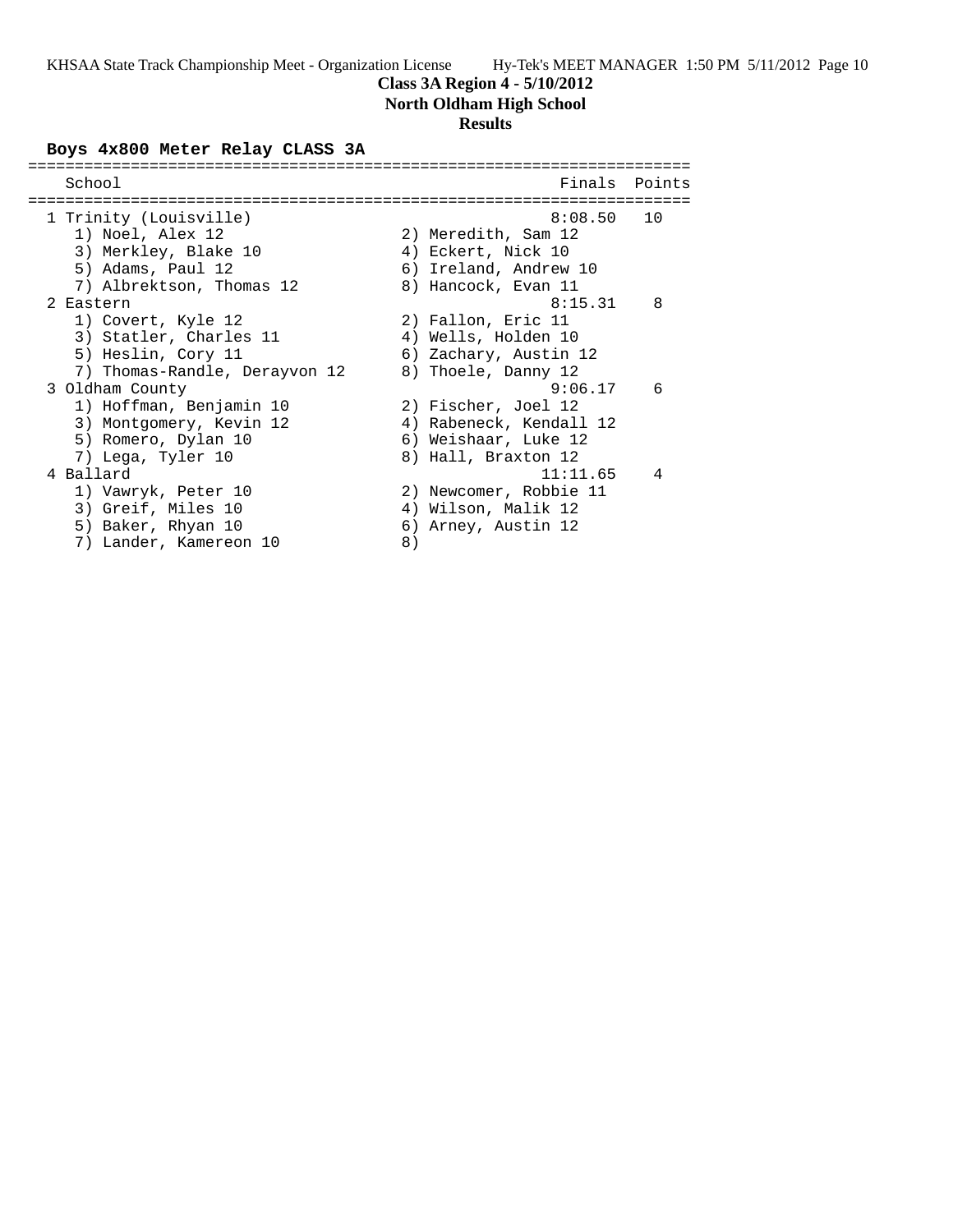**Class 3A Region 4 - 5/10/2012**

**North Oldham High School**

**Results**

### Boys 4x800 Meter Relay CLASS 3A

```
=======================================================================
   School                                               Finals  Points
=======================================================================
  1 Trinity (Louisville)                               8:08.50   10
     1) Noel, Alex 12                  2) Meredith, Sam 12
     3) Merkley, Blake 10              4) Eckert, Nick 10
     5) Adams, Paul 12                 6) Ireland, Andrew 10
     7) Albrektson, Thomas 12          8) Hancock, Evan 11
  2 Eastern                                            8:15.31    8
     1) Covert, Kyle 12                2) Fallon, Eric 11
     3) Statler, Charles 11            4) Wells, Holden 10
     5) Heslin, Cory 11                6) Zachary, Austin 12
     7) Thomas-Randle, Derayvon 12     8) Thoele, Danny 12
  3 Oldham County                                      9:06.17    6
     1) Hoffman, Benjamin 10           2) Fischer, Joel 12
     3) Montgomery, Kevin 12           4) Rabeneck, Kendall 12
     5) Romero, Dylan 10               6) Weishaar, Luke 12
     7) Lega, Tyler 10                 8) Hall, Braxton 12
  4 Ballard                                           11:11.65    4
     1) Vawryk, Peter 10               2) Newcomer, Robbie 11
     3) Greif, Miles 10                4) Wilson, Malik 12
     5) Baker, Rhyan 10                6) Arney, Austin 12
     7) Lander, Kamereon 10            8)
```